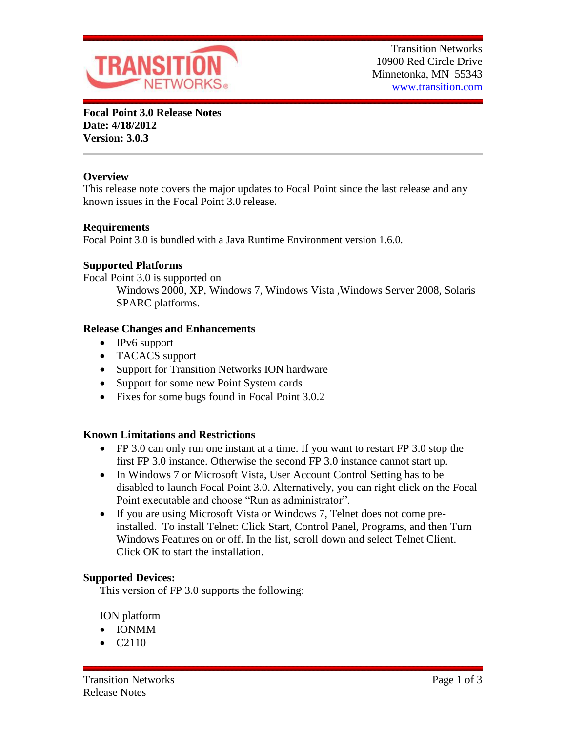Transition Networks
10900 Red Circle Drive
Minnetonka, MN 55343
www.transition.com

**Focal Point 3.0 Release Notes**
**Date: 4/18/2012**
**Version: 3.0.3**

---

### Overview

This release note covers the major updates to Focal Point since the last release and any known issues in the Focal Point 3.0 release.

### Requirements

Focal Point 3.0 is bundled with a Java Runtime Environment version 1.6.0.

### Supported Platforms

Focal Point 3.0 is supported on

Windows 2000, XP, Windows 7, Windows Vista ,Windows Server 2008, Solaris SPARC platforms.

### Release Changes and Enhancements

- IPv6 support
- TACACS support
- Support for Transition Networks ION hardware
- Support for some new Point System cards
- Fixes for some bugs found in Focal Point 3.0.2

### Known Limitations and Restrictions

- FP 3.0 can only run one instant at a time. If you want to restart FP 3.0 stop the first FP 3.0 instance. Otherwise the second FP 3.0 instance cannot start up.
- In Windows 7 or Microsoft Vista, User Account Control Setting has to be disabled to launch Focal Point 3.0. Alternatively, you can right click on the Focal Point executable and choose "Run as administrator".
- If you are using Microsoft Vista or Windows 7, Telnet does not come pre-installed. To install Telnet: Click Start, Control Panel, Programs, and then Turn Windows Features on or off. In the list, scroll down and select Telnet Client. Click OK to start the installation.

### Supported Devices:

This version of FP 3.0 supports the following:

ION platform

- IONMM
- C2110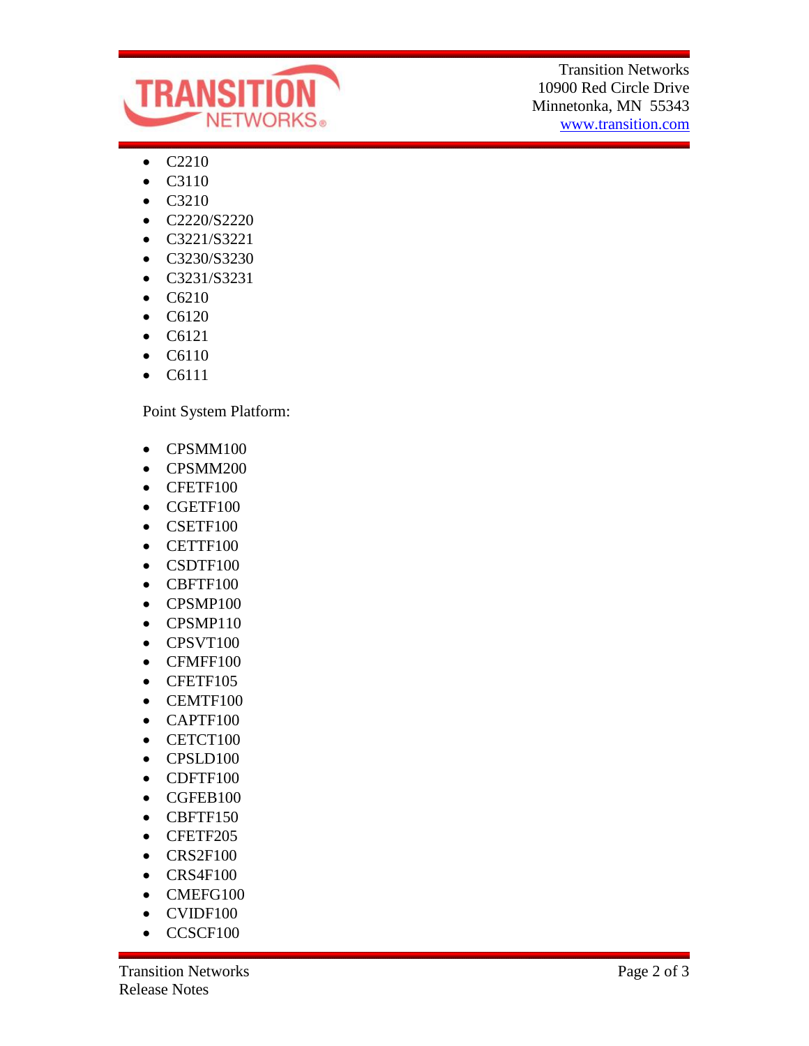- C2210
- C3110
- C3210
- C2220/S2220
- C3221/S3221
- C3230/S3230
- C3231/S3231
- C6210
- C6120
- C6121
- C6110
- C6111

Point System Platform:

- CPSMM100
- CPSMM200
- CFETF100
- CGETF100
- CSETF100
- CETTF100
- CSDTF100
- CBFTF100
- CPSMP100
- CPSMP110
- CPSVT100
- CFMFF100
- CFETF105
- CEMTF100
- CAPTF100
- CETCT100
- CPSLD100
- CDFTF100
- CGFEB100
- CBFTF150
- CFETF205
- CRS2F100
- CRS4F100
- CMEFG100
- CVIDF100
- CCSCF100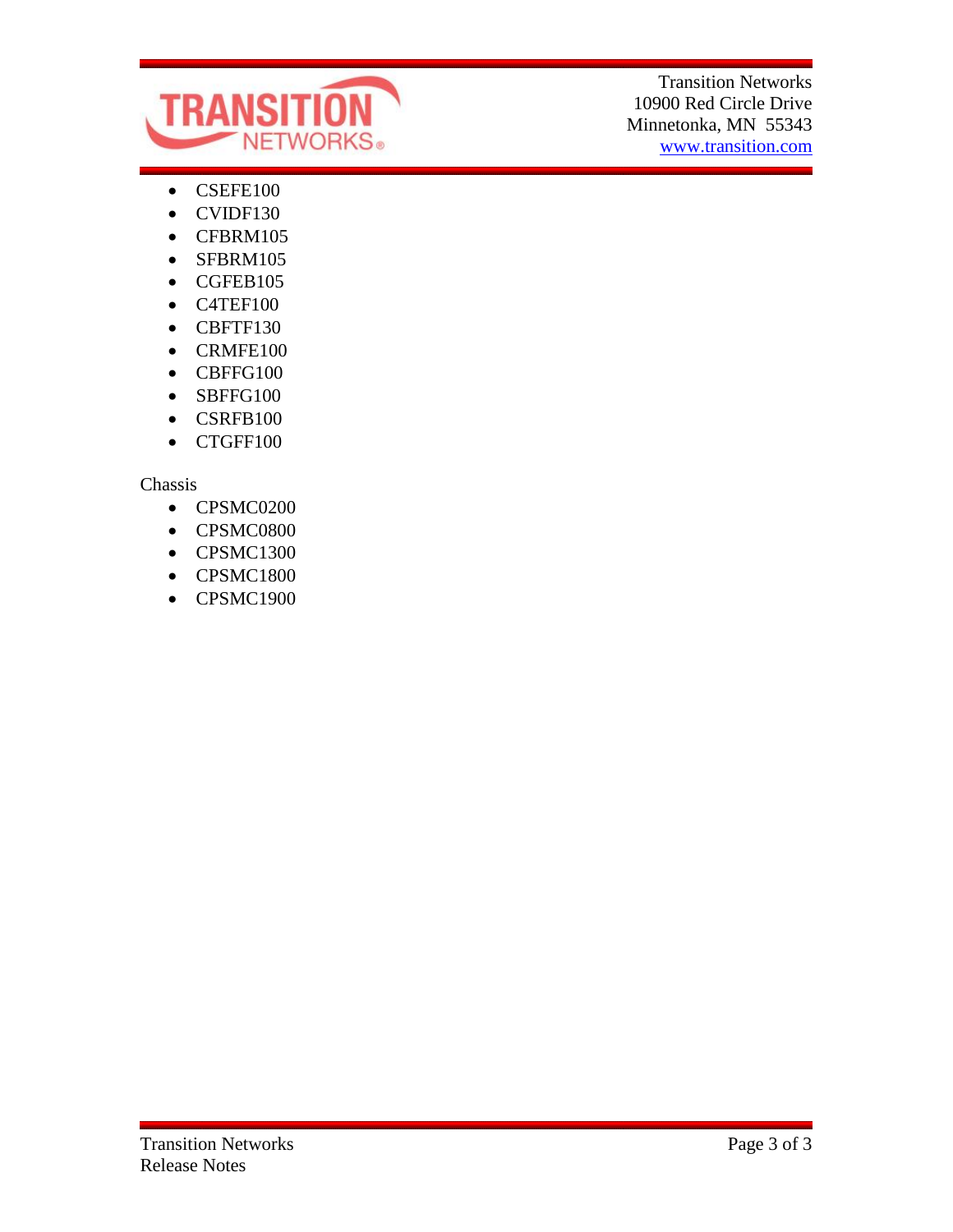- CSEFE100
- CVIDF130
- CFBRM105
- SFBRM105
- CGFEB105
- C4TEF100
- CBFTF130
- CRMFE100
- CBFFG100
- SBFFG100
- CSRFB100
- CTGFF100

Chassis

- CPSMC0200
- CPSMC0800
- CPSMC1300
- CPSMC1800
- CPSMC1900